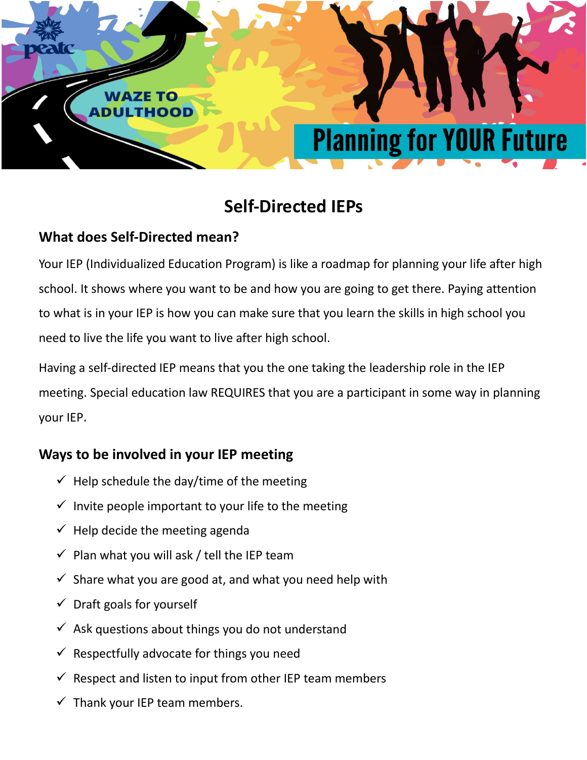WAZE TO ADULTHOOD

Planning for YOUR Future

# Self-Directed IEPs

## What does Self-Directed mean?

Your IEP (Individualized Education Program) is like a roadmap for planning your life after high school. It shows where you want to be and how you are going to get there. Paying attention to what is in your IEP is how you can make sure that you learn the skills in high school you need to live the life you want to live after high school.

Having a self-directed IEP means that you the one taking the leadership role in the IEP meeting. Special education law REQUIRES that you are a participant in some way in planning your IEP.

## Ways to be involved in your IEP meeting

- ✓ Help schedule the day/time of the meeting
- ✓ Invite people important to your life to the meeting
- ✓ Help decide the meeting agenda
- ✓ Plan what you will ask / tell the IEP team
- ✓ Share what you are good at, and what you need help with
- ✓ Draft goals for yourself
- ✓ Ask questions about things you do not understand
- ✓ Respectfully advocate for things you need
- ✓ Respect and listen to input from other IEP team members
- ✓ Thank your IEP team members.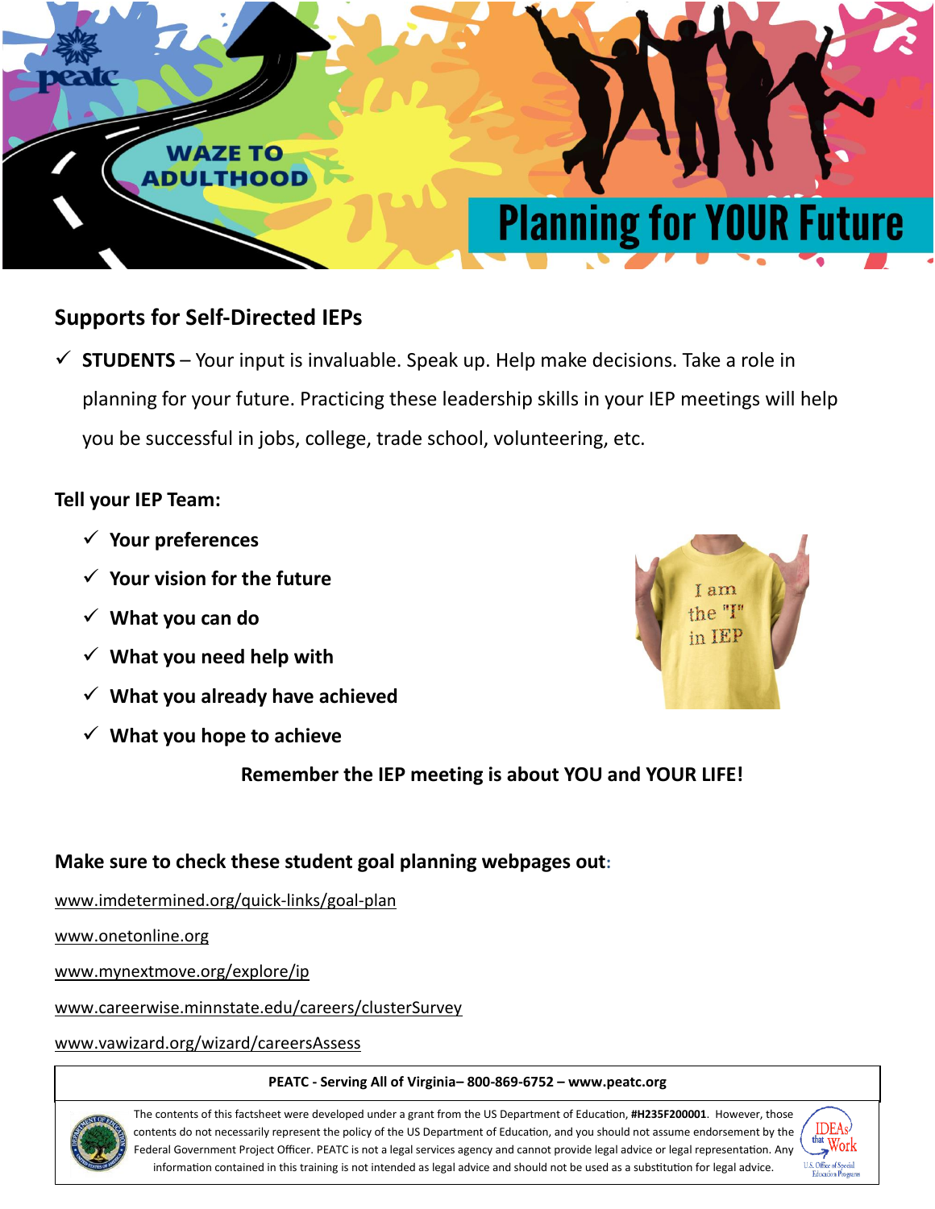WAZE TO ADULTHOOD

# Planning for YOUR Future

## Supports for Self-Directed IEPs

- ✓ **STUDENTS** – Your input is invaluable. Speak up. Help make decisions. Take a role in planning for your future. Practicing these leadership skills in your IEP meetings will help you be successful in jobs, college, trade school, volunteering, etc.

**Tell your IEP Team:**

- ✓ **Your preferences**
- ✓ **Your vision for the future**
- ✓ **What you can do**
- ✓ **What you need help with**
- ✓ **What you already have achieved**
- ✓ **What you hope to achieve**

I am the "I" in IEP

**Remember the IEP meeting is about YOU and YOUR LIFE!**

**Make sure to check these student goal planning webpages out:**

www.imdetermined.org/quick-links/goal-plan

www.onetonline.org

www.mynextmove.org/explore/ip

www.careerwise.minnstate.edu/careers/clusterSurvey

www.vawizard.org/wizard/careersAssess

**PEATC - Serving All of Virginia– 800-869-6752 – www.peatc.org**

The contents of this factsheet were developed under a grant from the US Department of Education, **#H235F200001**. However, those contents do not necessarily represent the policy of the US Department of Education, and you should not assume endorsement by the Federal Government Project Officer. PEATC is not a legal services agency and cannot provide legal advice or legal representation. Any information contained in this training is not intended as legal advice and should not be used as a substitution for legal advice.